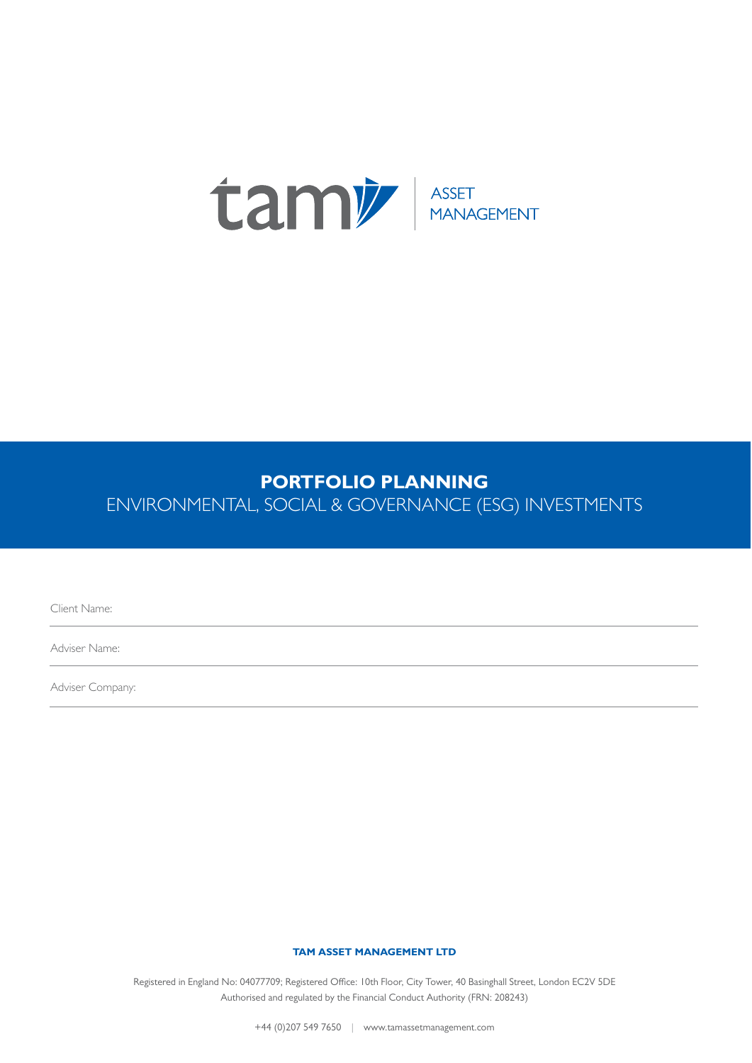tam ASSET MANAGEMENT

# PORTFOLIO PLANNING

## ENVIRONMENTAL, SOCIAL & GOVERNANCE (ESG) INVESTMENTS

Client Name:

Adviser Name:

Adviser Company:

**TAM ASSET MANAGEMENT LTD**

Registered in England No: 04077709; Registered Office: 10th Floor, City Tower, 40 Basinghall Street, London EC2V 5DE
Authorised and regulated by the Financial Conduct Authority (FRN: 208243)

+44 (0)207 549 7650 | www.tamassetmanagement.com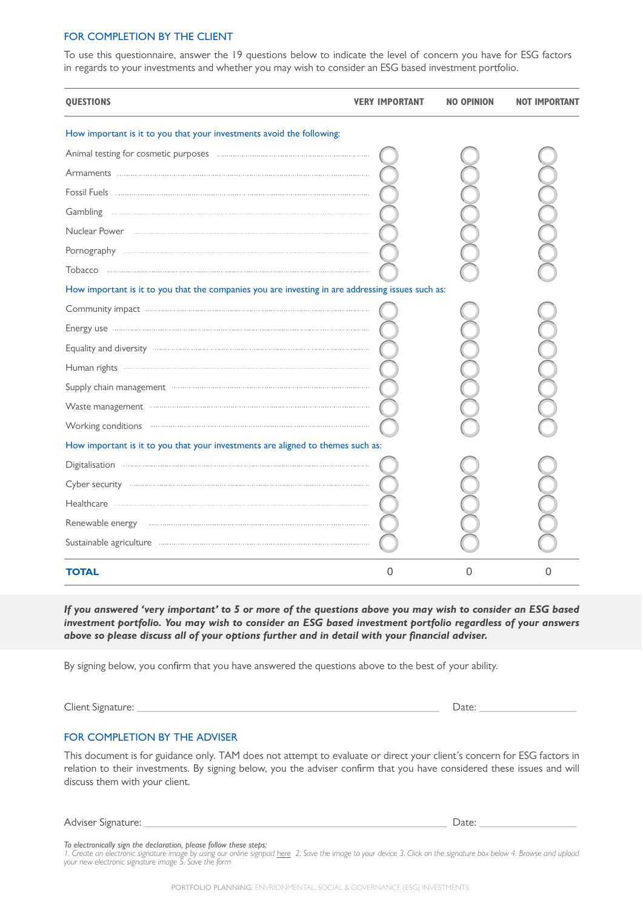## FOR COMPLETION BY THE CLIENT

To use this questionnaire, answer the 19 questions below to indicate the level of concern you have for ESG factors in regards to your investments and whether you may wish to consider an ESG based investment portfolio.

| QUESTIONS | VERY IMPORTANT | NO OPINION | NOT IMPORTANT |
|---|---|---|---|
| **How important is it to you that your investments avoid the following:** | | | |
| Animal testing for cosmetic purposes | ○ | ○ | ○ |
| Armaments | ○ | ○ | ○ |
| Fossil Fuels | ○ | ○ | ○ |
| Gambling | ○ | ○ | ○ |
| Nuclear Power | ○ | ○ | ○ |
| Pornography | ○ | ○ | ○ |
| Tobacco | ○ | ○ | ○ |
| **How important is it to you that the companies you are investing in are addressing issues such as:** | | | |
| Community impact | ○ | ○ | ○ |
| Energy use | ○ | ○ | ○ |
| Equality and diversity | ○ | ○ | ○ |
| Human rights | ○ | ○ | ○ |
| Supply chain management | ○ | ○ | ○ |
| Waste management | ○ | ○ | ○ |
| Working conditions | ○ | ○ | ○ |
| **How important is it to you that your investments are aligned to themes such as:** | | | |
| Digitalisation | ○ | ○ | ○ |
| Cyber security | ○ | ○ | ○ |
| Healthcare | ○ | ○ | ○ |
| Renewable energy | ○ | ○ | ○ |
| Sustainable agriculture | ○ | ○ | ○ |
| **TOTAL** | 0 | 0 | 0 |

***If you answered 'very important' to 5 or more of the questions above you may wish to consider an ESG based investment portfolio. You may wish to consider an ESG based investment portfolio regardless of your answers above so please discuss all of your options further and in detail with your financial adviser.***

By signing below, you confirm that you have answered the questions above to the best of your ability.

Client Signature: ______________________________ Date: ____________

## FOR COMPLETION BY THE ADVISER

This document is for guidance only. TAM does not attempt to evaluate or direct your client's concern for ESG factors in relation to their investments. By signing below, you the adviser confirm that you have considered these issues and will discuss them with your client.

Adviser Signature: ______________________________ Date: ____________

*To electronically sign the declaration, please follow these steps:*
*1. Create an electronic signature image by using our online signpad here 2. Save the image to your device 3. Click on the signature box below 4. Browse and upload your new electronic signature image 5. Save the form*